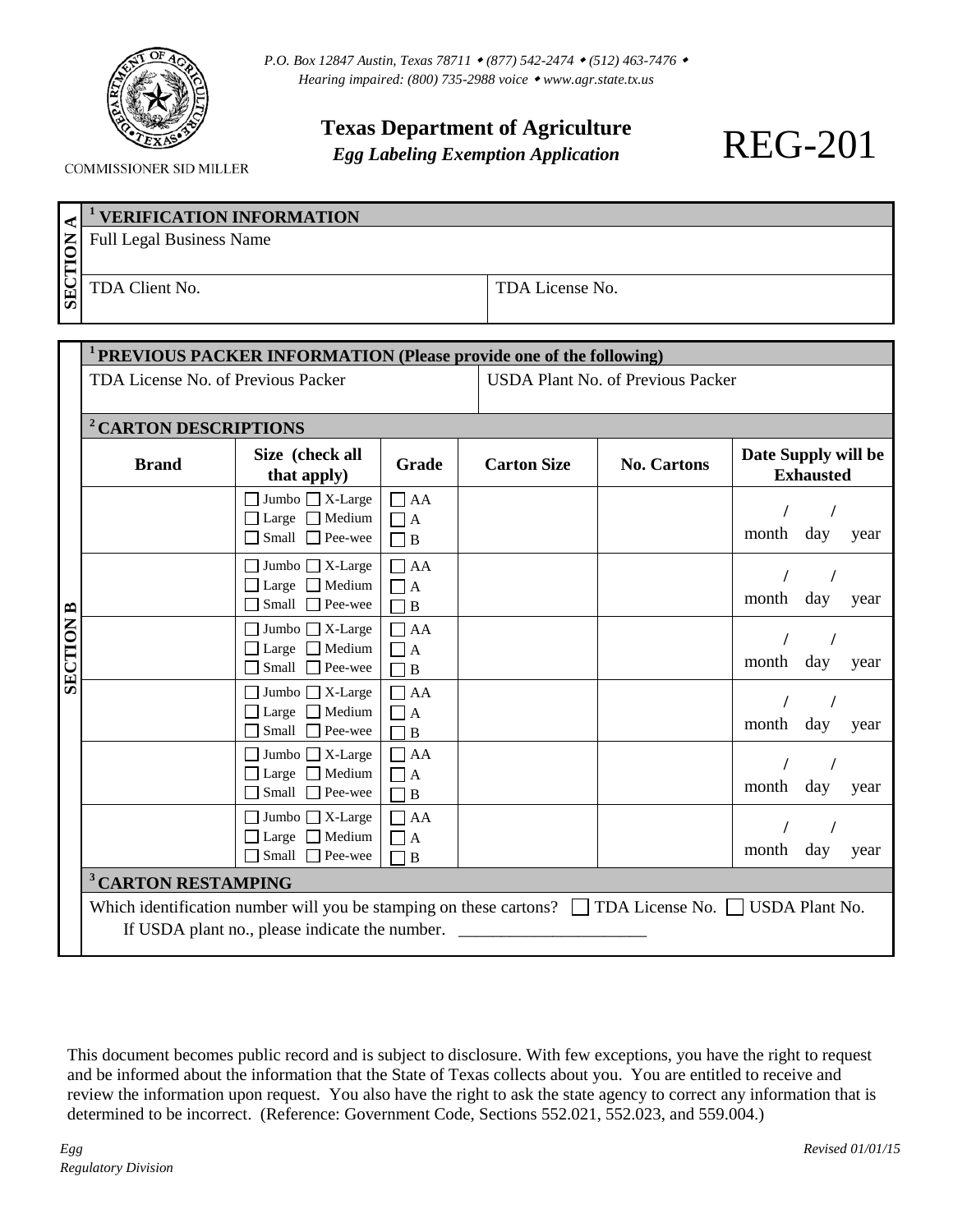P.O. Box 12847 Austin, Texas 78711 • (877) 542-2474 • (512) 463-7476 •
Hearing impaired: (800) 735-2988 voice • www.agr.state.tx.us

COMMISSIONER SID MILLER

# Texas Department of Agriculture

*Egg Labeling Exemption Application*

# REG-201

## SECTION A

### [1] VERIFICATION INFORMATION

| Full Legal Business Name | |
|---|---|
| | |
| TDA Client No. | TDA License No. |
| | |

## SECTION B

### [1] PREVIOUS PACKER INFORMATION (Please provide one of the following)

| TDA License No. of Previous Packer | USDA Plant No. of Previous Packer |
|---|---|
| | |

### [2] CARTON DESCRIPTIONS

| Brand | Size (check all that apply) | Grade | Carton Size | No. Cartons | Date Supply will be Exhausted |
|---|---|---|---|---|---|
| | ☐ Jumbo ☐ X-Large ☐ Large ☐ Medium ☐ Small ☐ Pee-wee | ☐ AA ☐ A ☐ B | | | / / month day year |
| | ☐ Jumbo ☐ X-Large ☐ Large ☐ Medium ☐ Small ☐ Pee-wee | ☐ AA ☐ A ☐ B | | | / / month day year |
| | ☐ Jumbo ☐ X-Large ☐ Large ☐ Medium ☐ Small ☐ Pee-wee | ☐ AA ☐ A ☐ B | | | / / month day year |
| | ☐ Jumbo ☐ X-Large ☐ Large ☐ Medium ☐ Small ☐ Pee-wee | ☐ AA ☐ A ☐ B | | | / / month day year |
| | ☐ Jumbo ☐ X-Large ☐ Large ☐ Medium ☐ Small ☐ Pee-wee | ☐ AA ☐ A ☐ B | | | / / month day year |
| | ☐ Jumbo ☐ X-Large ☐ Large ☐ Medium ☐ Small ☐ Pee-wee | ☐ AA ☐ A ☐ B | | | / / month day year |

### [3] CARTON RESTAMPING

Which identification number will you be stamping on these cartons? ☐ TDA License No. ☐ USDA Plant No.

If USDA plant no., please indicate the number. ______________________

This document becomes public record and is subject to disclosure. With few exceptions, you have the right to request and be informed about the information that the State of Texas collects about you. You are entitled to receive and review the information upon request. You also have the right to ask the state agency to correct any information that is determined to be incorrect. (Reference: Government Code, Sections 552.021, 552.023, and 559.004.)

*Egg Regulatory Division*

*Revised 01/01/15*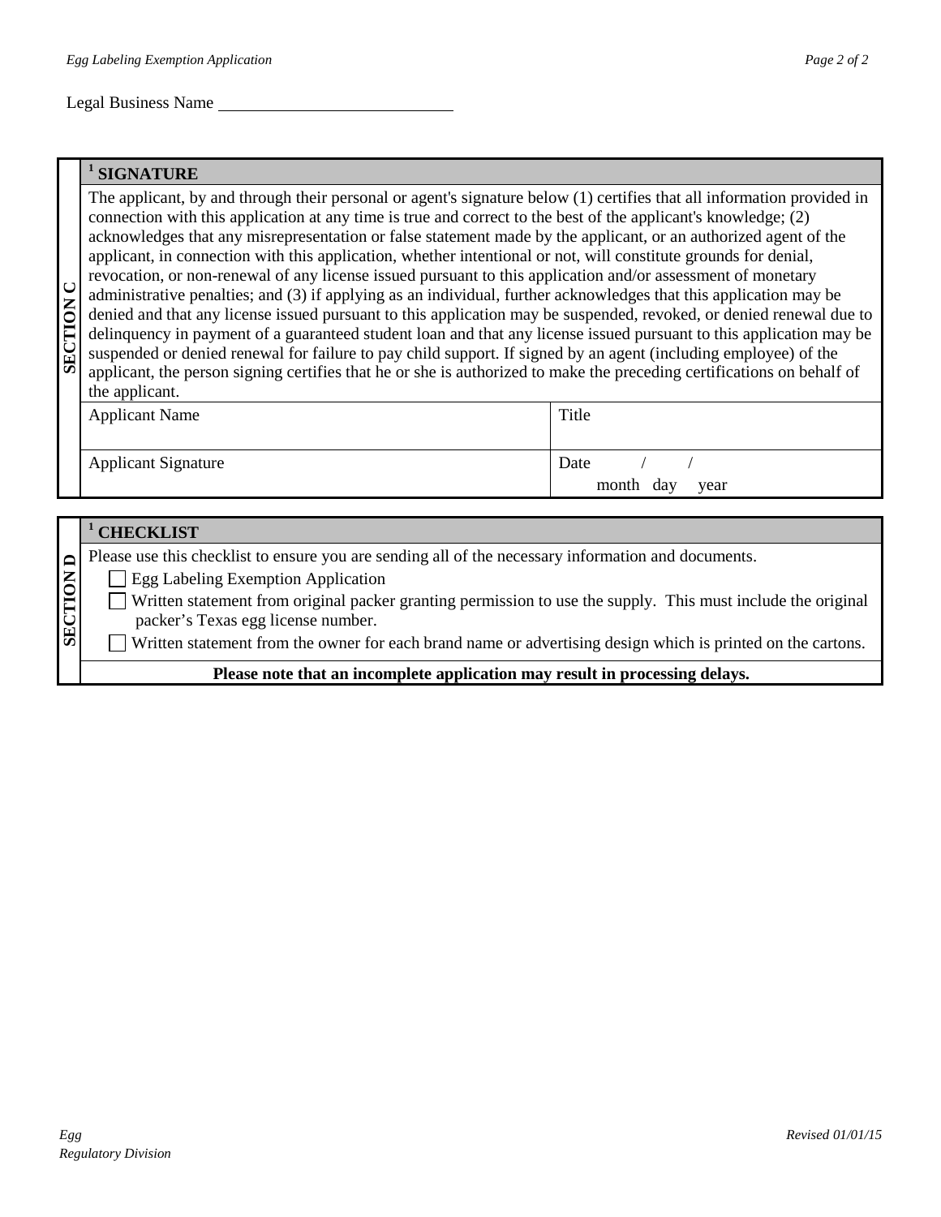Legal Business Name ___________________________

**SECTION C**

## [1] SIGNATURE

The applicant, by and through their personal or agent's signature below (1) certifies that all information provided in connection with this application at any time is true and correct to the best of the applicant's knowledge; (2) acknowledges that any misrepresentation or false statement made by the applicant, or an authorized agent of the applicant, in connection with this application, whether intentional or not, will constitute grounds for denial, revocation, or non-renewal of any license issued pursuant to this application and/or assessment of monetary administrative penalties; and (3) if applying as an individual, further acknowledges that this application may be denied and that any license issued pursuant to this application may be suspended, revoked, or denied renewal due to delinquency in payment of a guaranteed student loan and that any license issued pursuant to this application may be suspended or denied renewal for failure to pay child support. If signed by an agent (including employee) of the applicant, the person signing certifies that he or she is authorized to make the preceding certifications on behalf of the applicant.

| | |
|---|---|
| Applicant Name | Title |
| Applicant Signature | Date / / (month day year) |

**SECTION D**

## [1] CHECKLIST

Please use this checklist to ensure you are sending all of the necessary information and documents.

- ☐ Egg Labeling Exemption Application
- ☐ Written statement from original packer granting permission to use the supply. This must include the original packer's Texas egg license number.
- ☐ Written statement from the owner for each brand name or advertising design which is printed on the cartons.

**Please note that an incomplete application may result in processing delays.**